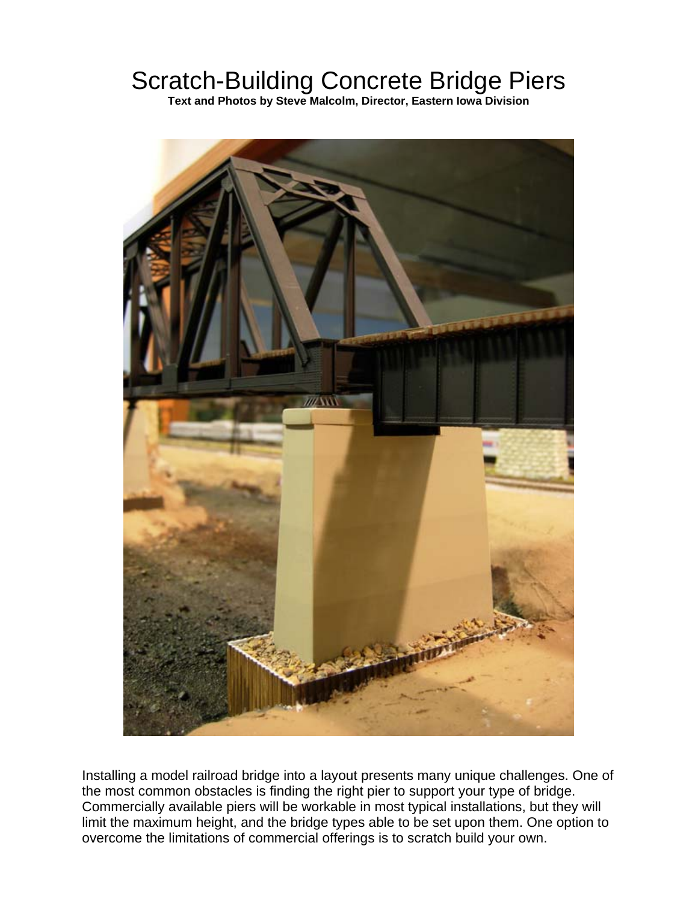# Scratch-Building Concrete Bridge Piers

**Text and Photos by Steve Malcolm, Director, Eastern Iowa Division**

Installing a model railroad bridge into a layout presents many unique challenges. One of the most common obstacles is finding the right pier to support your type of bridge. Commercially available piers will be workable in most typical installations, but they will limit the maximum height, and the bridge types able to be set upon them. One option to overcome the limitations of commercial offerings is to scratch build your own.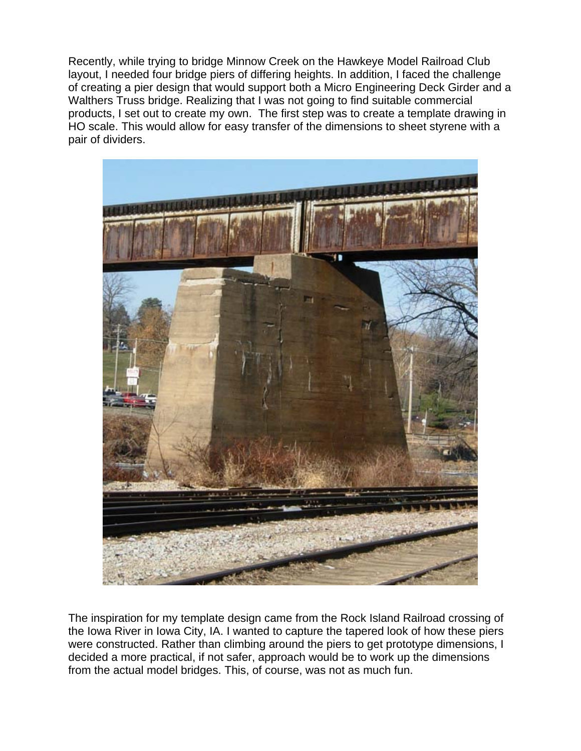Recently, while trying to bridge Minnow Creek on the Hawkeye Model Railroad Club layout, I needed four bridge piers of differing heights. In addition, I faced the challenge of creating a pier design that would support both a Micro Engineering Deck Girder and a Walthers Truss bridge. Realizing that I was not going to find suitable commercial products, I set out to create my own. The first step was to create a template drawing in HO scale. This would allow for easy transfer of the dimensions to sheet styrene with a pair of dividers.

The inspiration for my template design came from the Rock Island Railroad crossing of the Iowa River in Iowa City, IA. I wanted to capture the tapered look of how these piers were constructed. Rather than climbing around the piers to get prototype dimensions, I decided a more practical, if not safer, approach would be to work up the dimensions from the actual model bridges. This, of course, was not as much fun.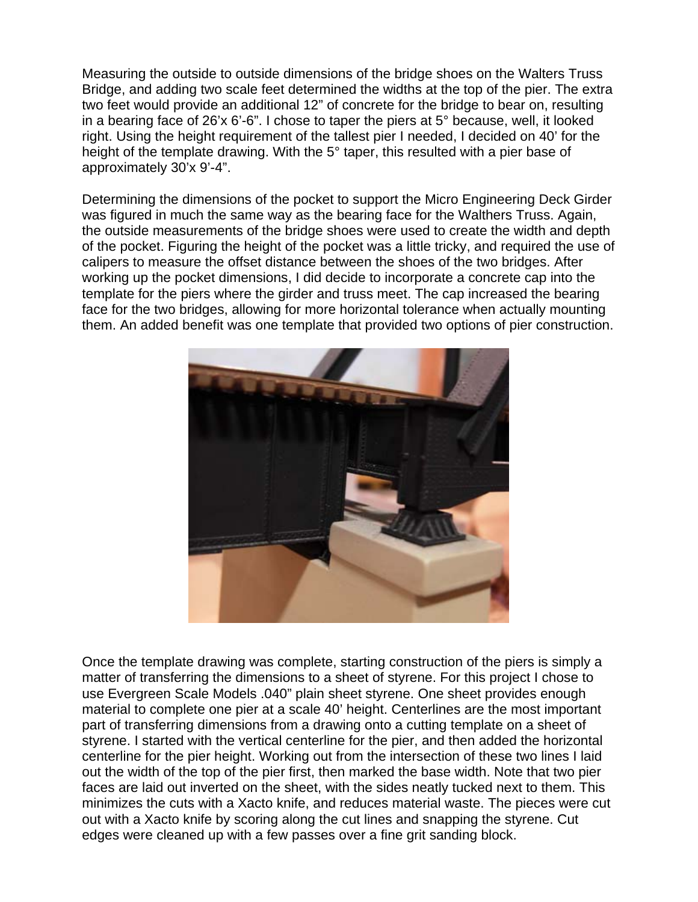Measuring the outside to outside dimensions of the bridge shoes on the Walters Truss Bridge, and adding two scale feet determined the widths at the top of the pier. The extra two feet would provide an additional 12" of concrete for the bridge to bear on, resulting in a bearing face of 26'x 6'-6". I chose to taper the piers at 5° because, well, it looked right. Using the height requirement of the tallest pier I needed, I decided on 40' for the height of the template drawing. With the 5° taper, this resulted with a pier base of approximately 30'x 9'-4".

Determining the dimensions of the pocket to support the Micro Engineering Deck Girder was figured in much the same way as the bearing face for the Walthers Truss. Again, the outside measurements of the bridge shoes were used to create the width and depth of the pocket. Figuring the height of the pocket was a little tricky, and required the use of calipers to measure the offset distance between the shoes of the two bridges. After working up the pocket dimensions, I did decide to incorporate a concrete cap into the template for the piers where the girder and truss meet. The cap increased the bearing face for the two bridges, allowing for more horizontal tolerance when actually mounting them. An added benefit was one template that provided two options of pier construction.

Once the template drawing was complete, starting construction of the piers is simply a matter of transferring the dimensions to a sheet of styrene. For this project I chose to use Evergreen Scale Models .040" plain sheet styrene. One sheet provides enough material to complete one pier at a scale 40' height. Centerlines are the most important part of transferring dimensions from a drawing onto a cutting template on a sheet of styrene. I started with the vertical centerline for the pier, and then added the horizontal centerline for the pier height. Working out from the intersection of these two lines I laid out the width of the top of the pier first, then marked the base width. Note that two pier faces are laid out inverted on the sheet, with the sides neatly tucked next to them. This minimizes the cuts with a Xacto knife, and reduces material waste. The pieces were cut out with a Xacto knife by scoring along the cut lines and snapping the styrene. Cut edges were cleaned up with a few passes over a fine grit sanding block.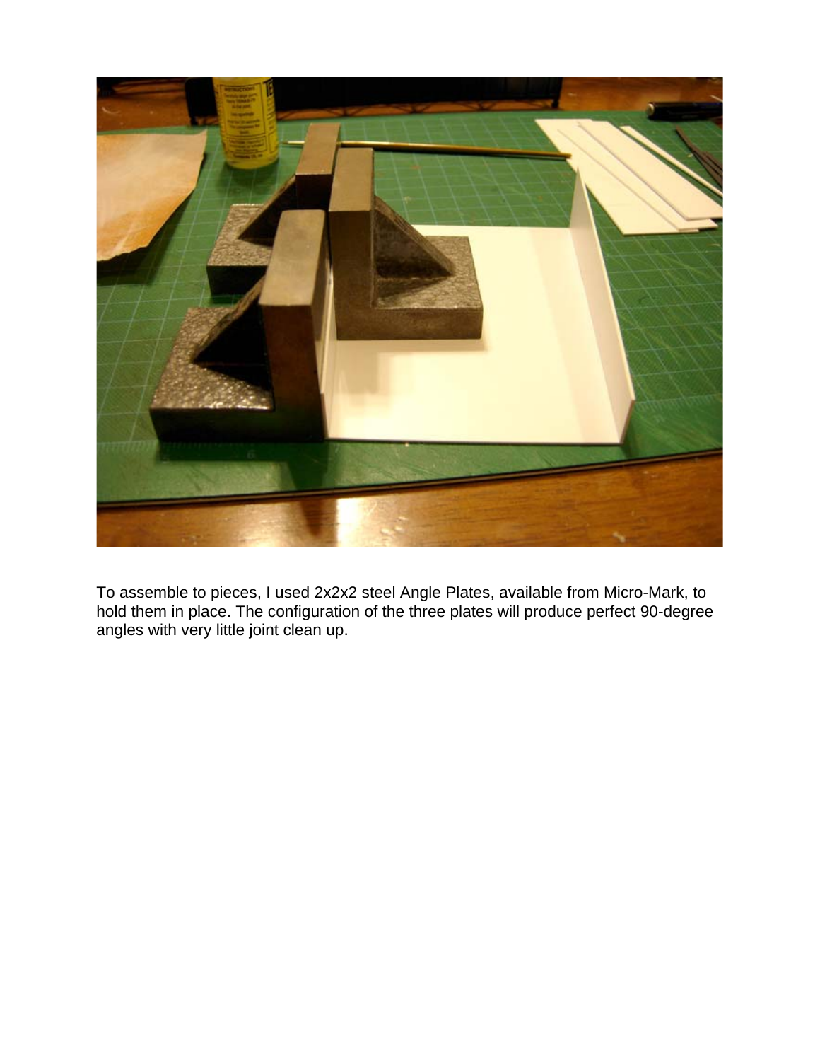To assemble to pieces, I used 2x2x2 steel Angle Plates, available from Micro-Mark, to hold them in place. The configuration of the three plates will produce perfect 90-degree angles with very little joint clean up.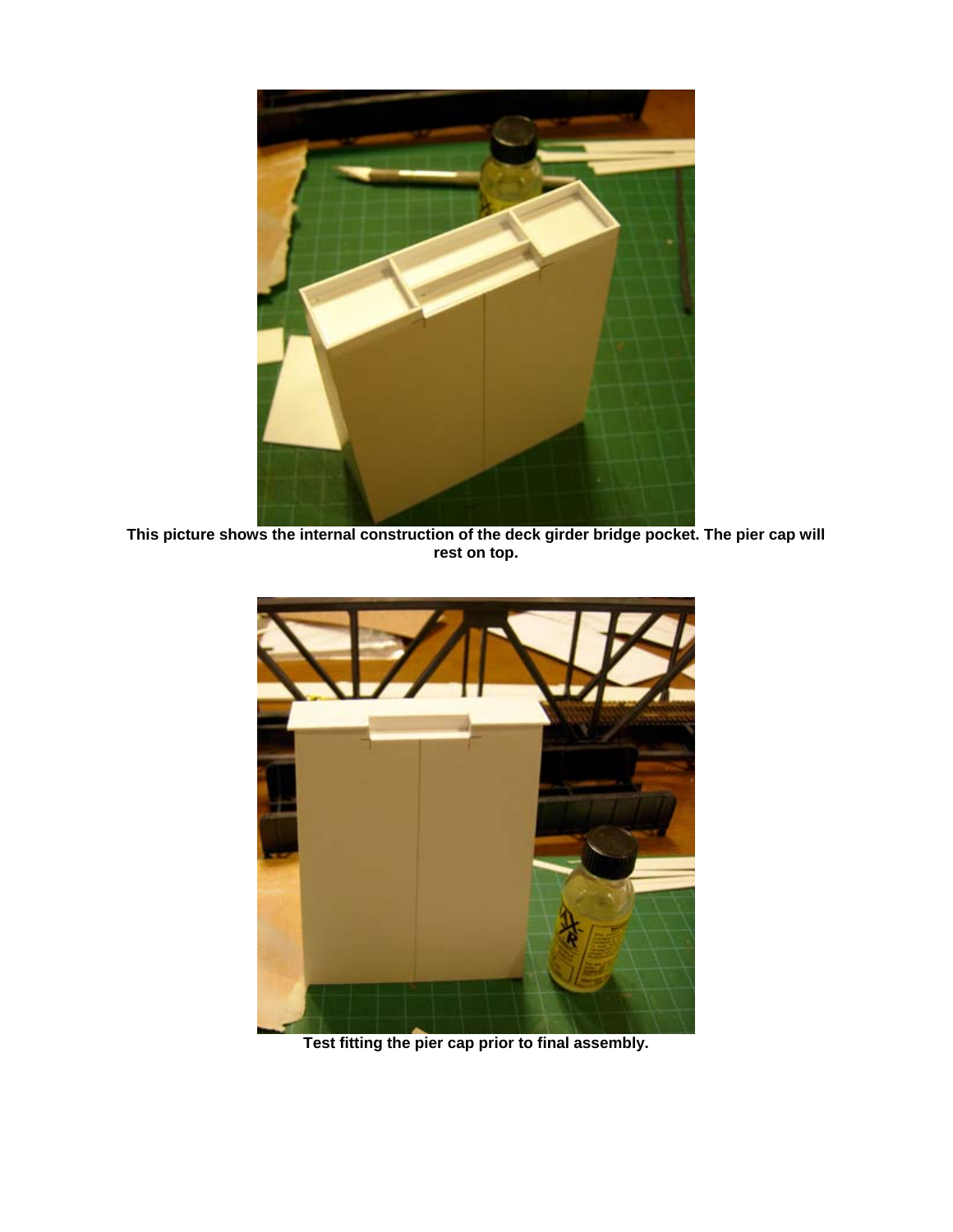This picture shows the internal construction of the deck girder bridge pocket. The pier cap will rest on top.

Test fitting the pier cap prior to final assembly.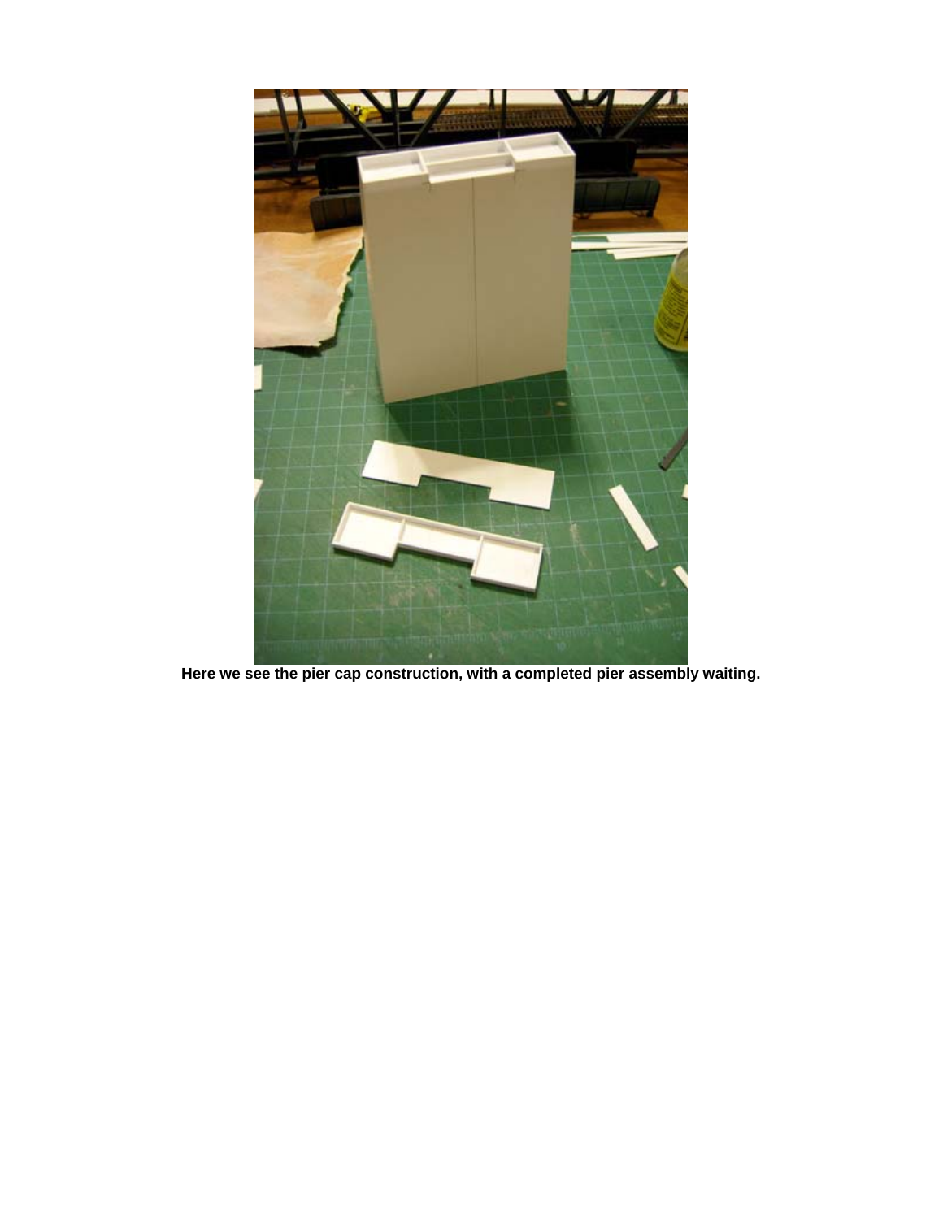**Here we see the pier cap construction, with a completed pier assembly waiting.**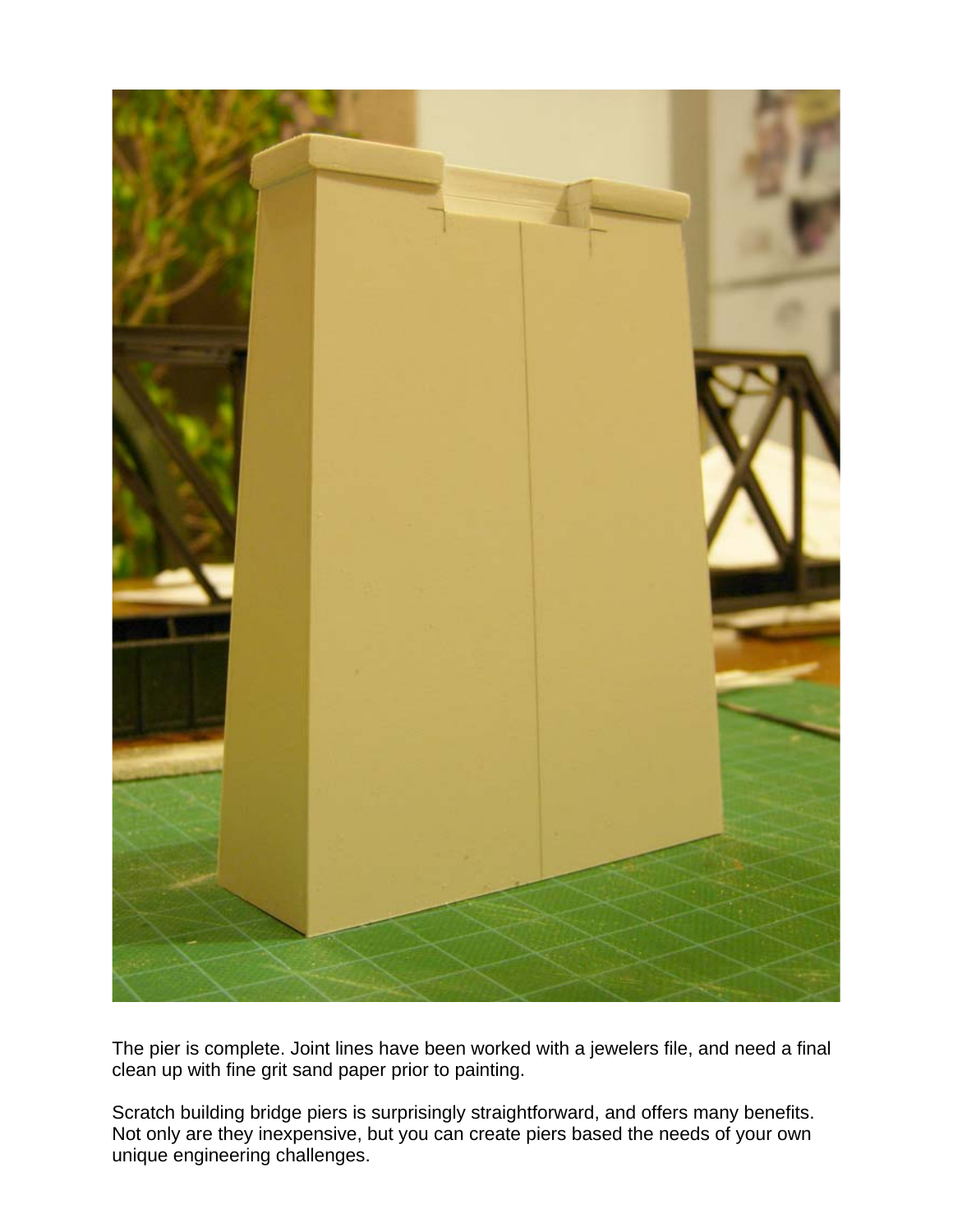The pier is complete. Joint lines have been worked with a jewelers file, and need a final clean up with fine grit sand paper prior to painting.

Scratch building bridge piers is surprisingly straightforward, and offers many benefits. Not only are they inexpensive, but you can create piers based the needs of your own unique engineering challenges.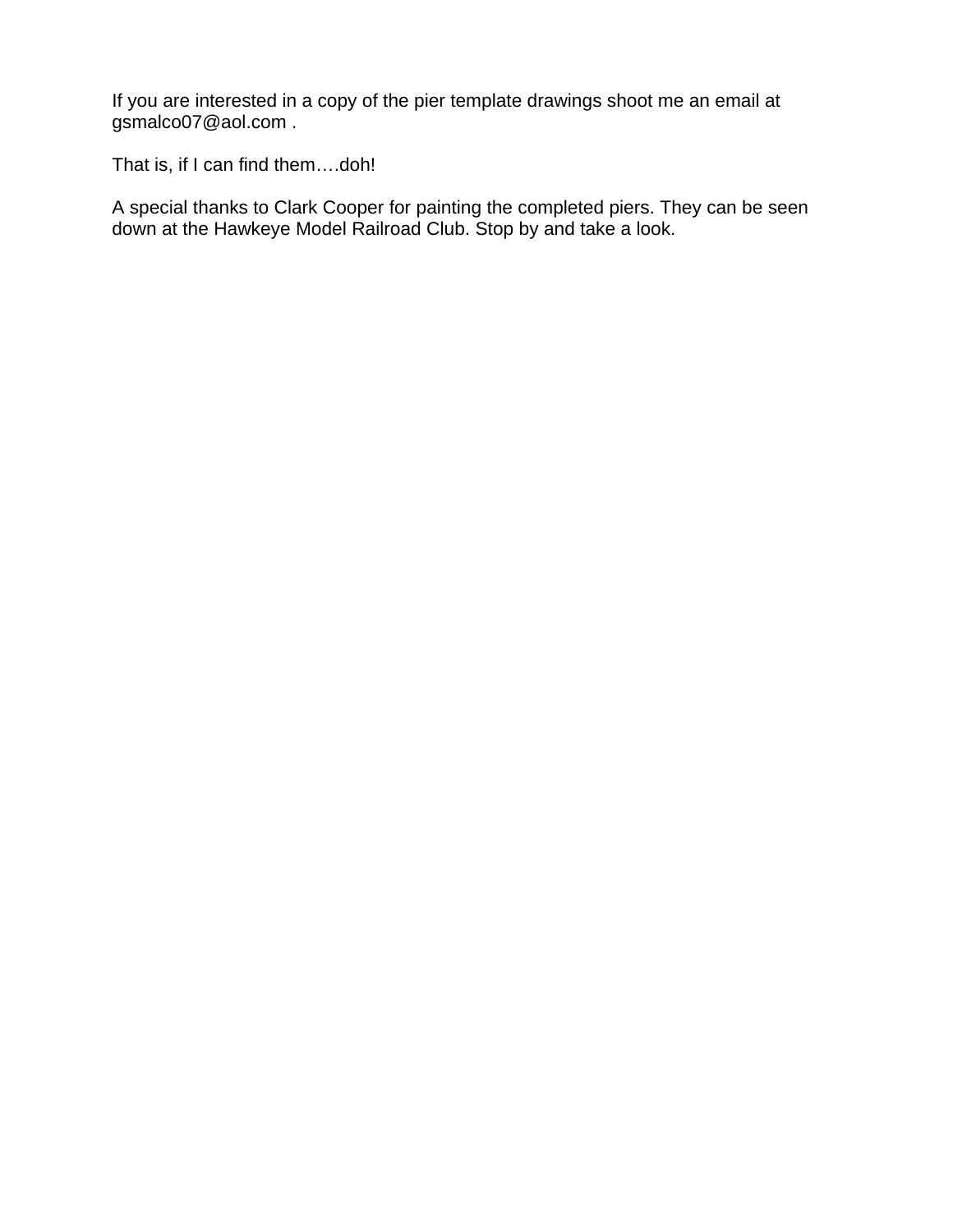If you are interested in a copy of the pier template drawings shoot me an email at gsmalco07@aol.com .

That is, if I can find them….doh!

A special thanks to Clark Cooper for painting the completed piers. They can be seen down at the Hawkeye Model Railroad Club. Stop by and take a look.